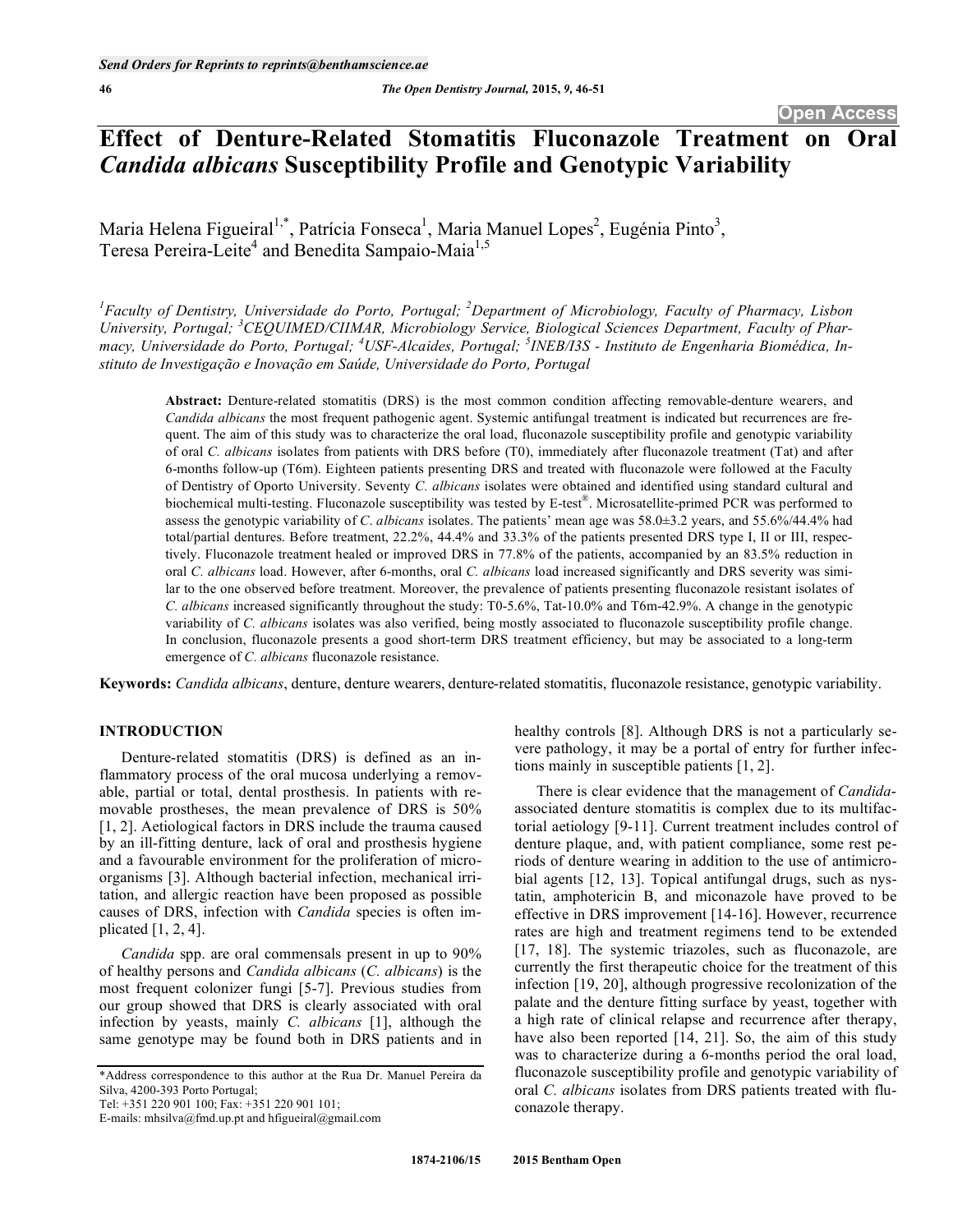# Effect of Denture-Related Stomatitis Fluconazole Treatment on Oral *Candida albicans* Susceptibility Profile and Genotypic Variability

Maria Helena Figueiral[1,*], Patrícia Fonseca[1], Maria Manuel Lopes[2], Eugénia Pinto[3], Teresa Pereira-Leite[4] and Benedita Sampaio-Maia[1,5]

[1]Faculty of Dentistry, Universidade do Porto, Portugal; [2]Department of Microbiology, Faculty of Pharmacy, Lisbon University, Portugal; [3]CEQUIMED/CIIMAR, Microbiology Service, Biological Sciences Department, Faculty of Pharmacy, Universidade do Porto, Portugal; [4]USF-Alcaides, Portugal; [5]INEB/I3S - Instituto de Engenharia Biomédica, Instituto de Investigação e Inovação em Saúde, Universidade do Porto, Portugal

**Abstract:** Denture-related stomatitis (DRS) is the most common condition affecting removable-denture wearers, and *Candida albicans* the most frequent pathogenic agent. Systemic antifungal treatment is indicated but recurrences are frequent. The aim of this study was to characterize the oral load, fluconazole susceptibility profile and genotypic variability of oral *C. albicans* isolates from patients with DRS before (T0), immediately after fluconazole treatment (Tat) and after 6-months follow-up (T6m). Eighteen patients presenting DRS and treated with fluconazole were followed at the Faculty of Dentistry of Oporto University. Seventy *C. albicans* isolates were obtained and identified using standard cultural and biochemical multi-testing. Fluconazole susceptibility was tested by E-test®. Microsatellite-primed PCR was performed to assess the genotypic variability of *C. albicans* isolates. The patients' mean age was 58.0±3.2 years, and 55.6%/44.4% had total/partial dentures. Before treatment, 22.2%, 44.4% and 33.3% of the patients presented DRS type I, II or III, respectively. Fluconazole treatment healed or improved DRS in 77.8% of the patients, accompanied by an 83.5% reduction in oral *C. albicans* load. However, after 6-months, oral *C. albicans* load increased significantly and DRS severity was similar to the one observed before treatment. Moreover, the prevalence of patients presenting fluconazole resistant isolates of *C. albicans* increased significantly throughout the study: T0-5.6%, Tat-10.0% and T6m-42.9%. A change in the genotypic variability of *C. albicans* isolates was also verified, being mostly associated to fluconazole susceptibility profile change. In conclusion, fluconazole presents a good short-term DRS treatment efficiency, but may be associated to a long-term emergence of *C. albicans* fluconazole resistance.

**Keywords:** *Candida albicans*, denture, denture wearers, denture-related stomatitis, fluconazole resistance, genotypic variability.

## INTRODUCTION

Denture-related stomatitis (DRS) is defined as an inflammatory process of the oral mucosa underlying a removable, partial or total, dental prosthesis. In patients with removable prostheses, the mean prevalence of DRS is 50% [1, 2]. Aetiological factors in DRS include the trauma caused by an ill-fitting denture, lack of oral and prosthesis hygiene and a favourable environment for the proliferation of microorganisms [3]. Although bacterial infection, mechanical irritation, and allergic reaction have been proposed as possible causes of DRS, infection with *Candida* species is often implicated [1, 2, 4].

*Candida* spp. are oral commensals present in up to 90% of healthy persons and *Candida albicans* (*C. albicans*) is the most frequent colonizer fungi [5-7]. Previous studies from our group showed that DRS is clearly associated with oral infection by yeasts, mainly *C. albicans* [1], although the same genotype may be found both in DRS patients and in healthy controls [8]. Although DRS is not a particularly severe pathology, it may be a portal of entry for further infections mainly in susceptible patients [1, 2].

There is clear evidence that the management of *Candida*-associated denture stomatitis is complex due to its multifactorial aetiology [9-11]. Current treatment includes control of denture plaque, and, with patient compliance, some rest periods of denture wearing in addition to the use of antimicrobial agents [12, 13]. Topical antifungal drugs, such as nystatin, amphotericin B, and miconazole have proved to be effective in DRS improvement [14-16]. However, recurrence rates are high and treatment regimens tend to be extended [17, 18]. The systemic triazoles, such as fluconazole, are currently the first therapeutic choice for the treatment of this infection [19, 20], although progressive recolonization of the palate and the denture fitting surface by yeast, together with a high rate of clinical relapse and recurrence after therapy, have also been reported [14, 21]. So, the aim of this study was to characterize during a 6-months period the oral load, fluconazole susceptibility profile and genotypic variability of oral *C. albicans* isolates from DRS patients treated with fluconazole therapy.

*Address correspondence to this author at the Rua Dr. Manuel Pereira da Silva, 4200-393 Porto Portugal;
Tel: +351 220 901 100; Fax: +351 220 901 101;
E-mails: mhsilva@fmd.up.pt and hfigueiral@gmail.com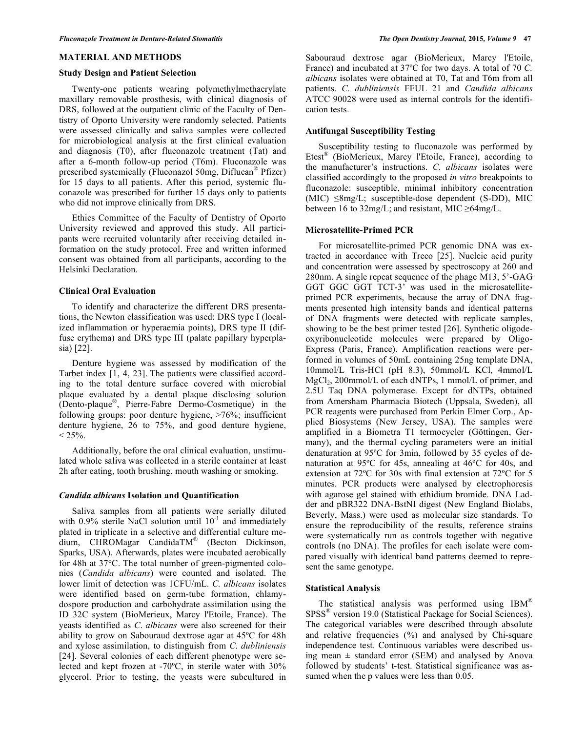## MATERIAL AND METHODS

### Study Design and Patient Selection

Twenty-one patients wearing polymethylmethacrylate maxillary removable prosthesis, with clinical diagnosis of DRS, followed at the outpatient clinic of the Faculty of Dentistry of Oporto University were randomly selected. Patients were assessed clinically and saliva samples were collected for microbiological analysis at the first clinical evaluation and diagnosis (T0), after fluconazole treatment (Tat) and after a 6-month follow-up period (T6m). Fluconazole was prescribed systemically (Fluconazol 50mg, Diflucan® Pfizer) for 15 days to all patients. After this period, systemic fluconazole was prescribed for further 15 days only to patients who did not improve clinically from DRS.

Ethics Committee of the Faculty of Dentistry of Oporto University reviewed and approved this study. All participants were recruited voluntarily after receiving detailed information on the study protocol. Free and written informed consent was obtained from all participants, according to the Helsinki Declaration.

### Clinical Oral Evaluation

To identify and characterize the different DRS presentations, the Newton classification was used: DRS type I (localized inflammation or hyperaemia points), DRS type II (diffuse erythema) and DRS type III (palate papillary hyperplasia) [22].

Denture hygiene was assessed by modification of the Tarbet index [1, 4, 23]. The patients were classified according to the total denture surface covered with microbial plaque evaluated by a dental plaque disclosing solution (Dento-plaque®, Pierre-Fabre Dermo-Cosmetique) in the following groups: poor denture hygiene, >76%; insufficient denture hygiene, 26 to 75%, and good denture hygiene, < 25%.

Additionally, before the oral clinical evaluation, unstimulated whole saliva was collected in a sterile container at least 2h after eating, tooth brushing, mouth washing or smoking.

### *Candida albicans* Isolation and Quantification

Saliva samples from all patients were serially diluted with 0.9% sterile NaCl solution until $10^{-1}$ and immediately plated in triplicate in a selective and differential culture medium, CHROMagar CandidaTM® (Becton Dickinson, Sparks, USA). Afterwards, plates were incubated aerobically for 48h at 37°C. The total number of green-pigmented colonies (*Candida albicans*) were counted and isolated. The lower limit of detection was 1CFU/mL. *C. albicans* isolates were identified based on germ-tube formation, chlamydospore production and carbohydrate assimilation using the ID 32C system (BioMerieux, Marcy l'Etoile, France). The yeasts identified as *C. albicans* were also screened for their ability to grow on Sabouraud dextrose agar at 45ºC for 48h and xylose assimilation, to distinguish from *C. dubliniensis* [24]. Several colonies of each different phenotype were selected and kept frozen at -70ºC, in sterile water with 30% glycerol. Prior to testing, the yeasts were subcultured in Sabouraud dextrose agar (BioMerieux, Marcy l'Etoile, France) and incubated at 37ºC for two days. A total of 70 *C. albicans* isolates were obtained at T0, Tat and T6m from all patients. *C. dubliniensis* FFUL 21 and *Candida albicans* ATCC 90028 were used as internal controls for the identification tests.

### Antifungal Susceptibility Testing

Susceptibility testing to fluconazole was performed by Etest® (BioMerieux, Marcy l'Etoile, France), according to the manufacturer's instructions. *C. albicans* isolates were classified accordingly to the proposed *in vitro* breakpoints to fluconazole: susceptible, minimal inhibitory concentration (MIC) ≤8mg/L; susceptible-dose dependent (S-DD), MIC between 16 to 32mg/L; and resistant, MIC ≥64mg/L.

### Microsatellite-Primed PCR

For microsatellite-primed PCR genomic DNA was extracted in accordance with Treco [25]. Nucleic acid purity and concentration were assessed by spectroscopy at 260 and 280nm. A single repeat sequence of the phage M13, 5'-GAG GGT GGC GGT TCT-3' was used in the microsatellite-primed PCR experiments, because the array of DNA fragments presented high intensity bands and identical patterns of DNA fragments were detected with replicate samples, showing to be the best primer tested [26]. Synthetic oligodeoxyribonucleotide molecules were prepared by Oligo-Express (Paris, France). Amplification reactions were performed in volumes of 50mL containing 25ng template DNA, 10mmol/L Tris-HCl (pH 8.3), 50mmol/L KCl, 4mmol/L $MgCl_2$, 200mmol/L of each dNTPs, 1 mmol/L of primer, and 2.5U Taq DNA polymerase. Except for dNTPs, obtained from Amersham Pharmacia Biotech (Uppsala, Sweden), all PCR reagents were purchased from Perkin Elmer Corp., Applied Biosystems (New Jersey, USA). The samples were amplified in a Biometra T1 termocycler (Göttingen, Germany), and the thermal cycling parameters were an initial denaturation at 95ºC for 3min, followed by 35 cycles of denaturation at 95ºC for 45s, annealing at 46ºC for 40s, and extension at 72ºC for 30s with final extension at 72ºC for 5 minutes. PCR products were analysed by electrophoresis with agarose gel stained with ethidium bromide. DNA Ladder and pBR322 DNA-BstNI digest (New England Biolabs, Beverly, Mass.) were used as molecular size standards. To ensure the reproducibility of the results, reference strains were systematically run as controls together with negative controls (no DNA). The profiles for each isolate were compared visually with identical band patterns deemed to represent the same genotype.

### Statistical Analysis

The statistical analysis was performed using IBM® SPSS® version 19.0 (Statistical Package for Social Sciences). The categorical variables were described through absolute and relative frequencies (%) and analysed by Chi-square independence test. Continuous variables were described using mean ± standard error (SEM) and analysed by Anova followed by students' t-test. Statistical significance was assumed when the p values were less than 0.05.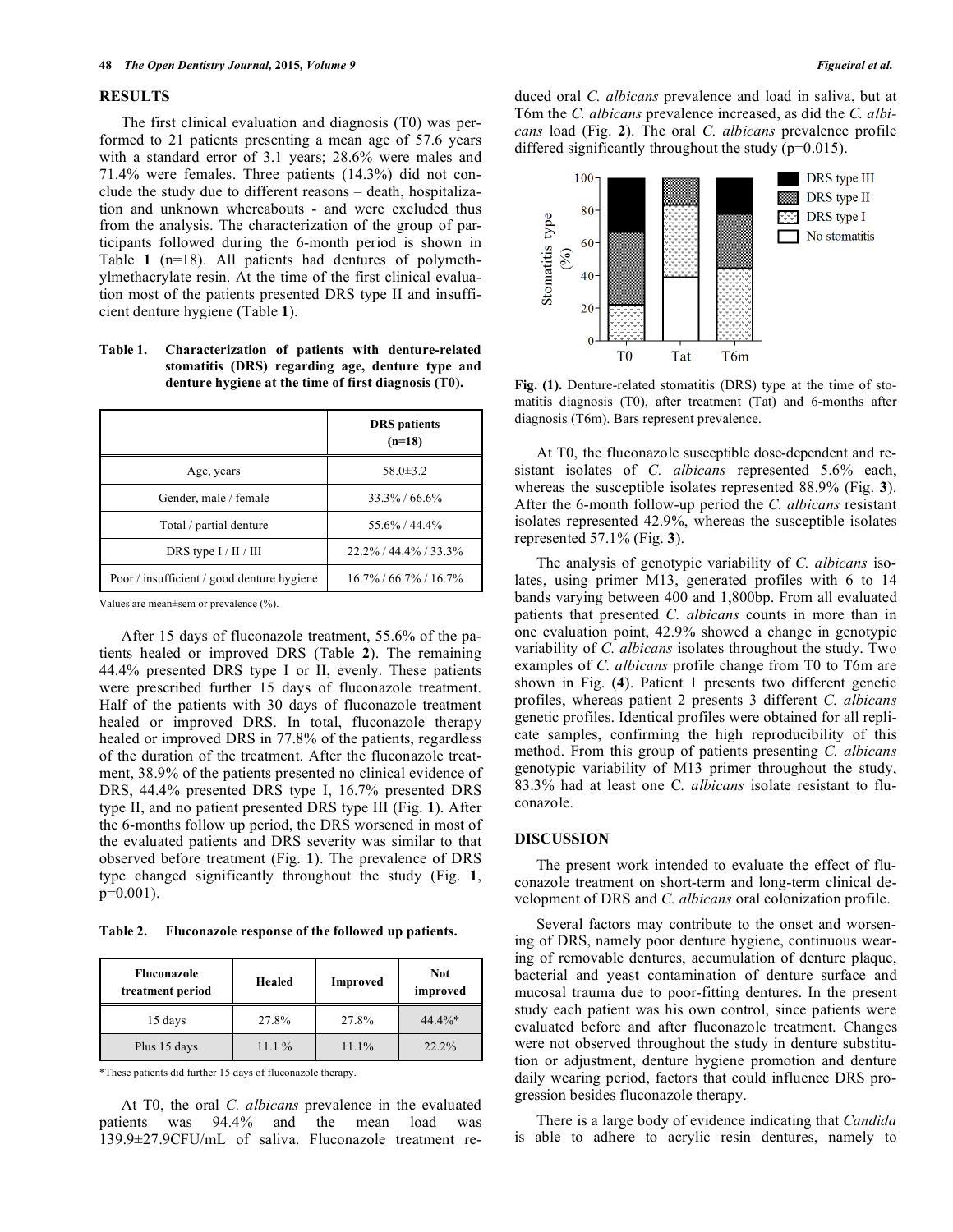## RESULTS

The first clinical evaluation and diagnosis (T0) was performed to 21 patients presenting a mean age of 57.6 years with a standard error of 3.1 years; 28.6% were males and 71.4% were females. Three patients (14.3%) did not conclude the study due to different reasons – death, hospitalization and unknown whereabouts - and were excluded thus from the analysis. The characterization of the group of participants followed during the 6-month period is shown in Table **1** (n=18). All patients had dentures of polymethylmethacrylate resin. At the time of the first clinical evaluation most of the patients presented DRS type II and insufficient denture hygiene (Table **1**).

**Table 1. Characterization of patients with denture-related stomatitis (DRS) regarding age, denture type and denture hygiene at the time of first diagnosis (T0).**

| | DRS patients (n=18) |
|---|---|
| Age, years | 58.0±3.2 |
| Gender, male / female | 33.3% / 66.6% |
| Total / partial denture | 55.6% / 44.4% |
| DRS type I / II / III | 22.2% / 44.4% / 33.3% |
| Poor / insufficient / good denture hygiene | 16.7% / 66.7% / 16.7% |

Values are mean±sem or prevalence (%).

After 15 days of fluconazole treatment, 55.6% of the patients healed or improved DRS (Table **2**). The remaining 44.4% presented DRS type I or II, evenly. These patients were prescribed further 15 days of fluconazole treatment. Half of the patients with 30 days of fluconazole treatment healed or improved DRS. In total, fluconazole therapy healed or improved DRS in 77.8% of the patients, regardless of the duration of the treatment. After the fluconazole treatment, 38.9% of the patients presented no clinical evidence of DRS, 44.4% presented DRS type I, 16.7% presented DRS type II, and no patient presented DRS type III (Fig. **1**). After the 6-months follow up period, the DRS worsened in most of the evaluated patients and DRS severity was similar to that observed before treatment (Fig. **1**). The prevalence of DRS type changed significantly throughout the study (Fig. **1**, p=0.001).

**Table 2. Fluconazole response of the followed up patients.**

| Fluconazole treatment period | Healed | Improved | Not improved |
|---|---|---|---|
| 15 days | 27.8% | 27.8% | 44.4%* |
| Plus 15 days | 11.1 % | 11.1% | 22.2% |

*These patients did further 15 days of fluconazole therapy.

At T0, the oral *C. albicans* prevalence in the evaluated patients was 94.4% and the mean load was 139.9±27.9CFU/mL of saliva. Fluconazole treatment reduced oral *C. albicans* prevalence and load in saliva, but at T6m the *C. albicans* prevalence increased, as did the *C. albicans* load (Fig. **2**). The oral *C. albicans* prevalence profile differed significantly throughout the study (p=0.015).

**Fig. (1).** Denture-related stomatitis (DRS) type at the time of stomatitis diagnosis (T0), after treatment (Tat) and 6-months after diagnosis (T6m). Bars represent prevalence.

At T0, the fluconazole susceptible dose-dependent and resistant isolates of *C. albicans* represented 5.6% each, whereas the susceptible isolates represented 88.9% (Fig. **3**). After the 6-month follow-up period the *C. albicans* resistant isolates represented 42.9%, whereas the susceptible isolates represented 57.1% (Fig. **3**).

The analysis of genotypic variability of *C. albicans* isolates, using primer M13, generated profiles with 6 to 14 bands varying between 400 and 1,800bp. From all evaluated patients that presented *C. albicans* counts in more than in one evaluation point, 42.9% showed a change in genotypic variability of *C. albicans* isolates throughout the study. Two examples of *C. albicans* profile change from T0 to T6m are shown in Fig. (**4**). Patient 1 presents two different genetic profiles, whereas patient 2 presents 3 different *C. albicans* genetic profiles. Identical profiles were obtained for all replicate samples, confirming the high reproducibility of this method. From this group of patients presenting *C. albicans* genotypic variability of M13 primer throughout the study, 83.3% had at least one C. *albicans* isolate resistant to fluconazole.

## DISCUSSION

The present work intended to evaluate the effect of fluconazole treatment on short-term and long-term clinical development of DRS and *C. albicans* oral colonization profile.

Several factors may contribute to the onset and worsening of DRS, namely poor denture hygiene, continuous wearing of removable dentures, accumulation of denture plaque, bacterial and yeast contamination of denture surface and mucosal trauma due to poor-fitting dentures. In the present study each patient was his own control, since patients were evaluated before and after fluconazole treatment. Changes were not observed throughout the study in denture substitution or adjustment, denture hygiene promotion and denture daily wearing period, factors that could influence DRS progression besides fluconazole therapy.

There is a large body of evidence indicating that *Candida* is able to adhere to acrylic resin dentures, namely to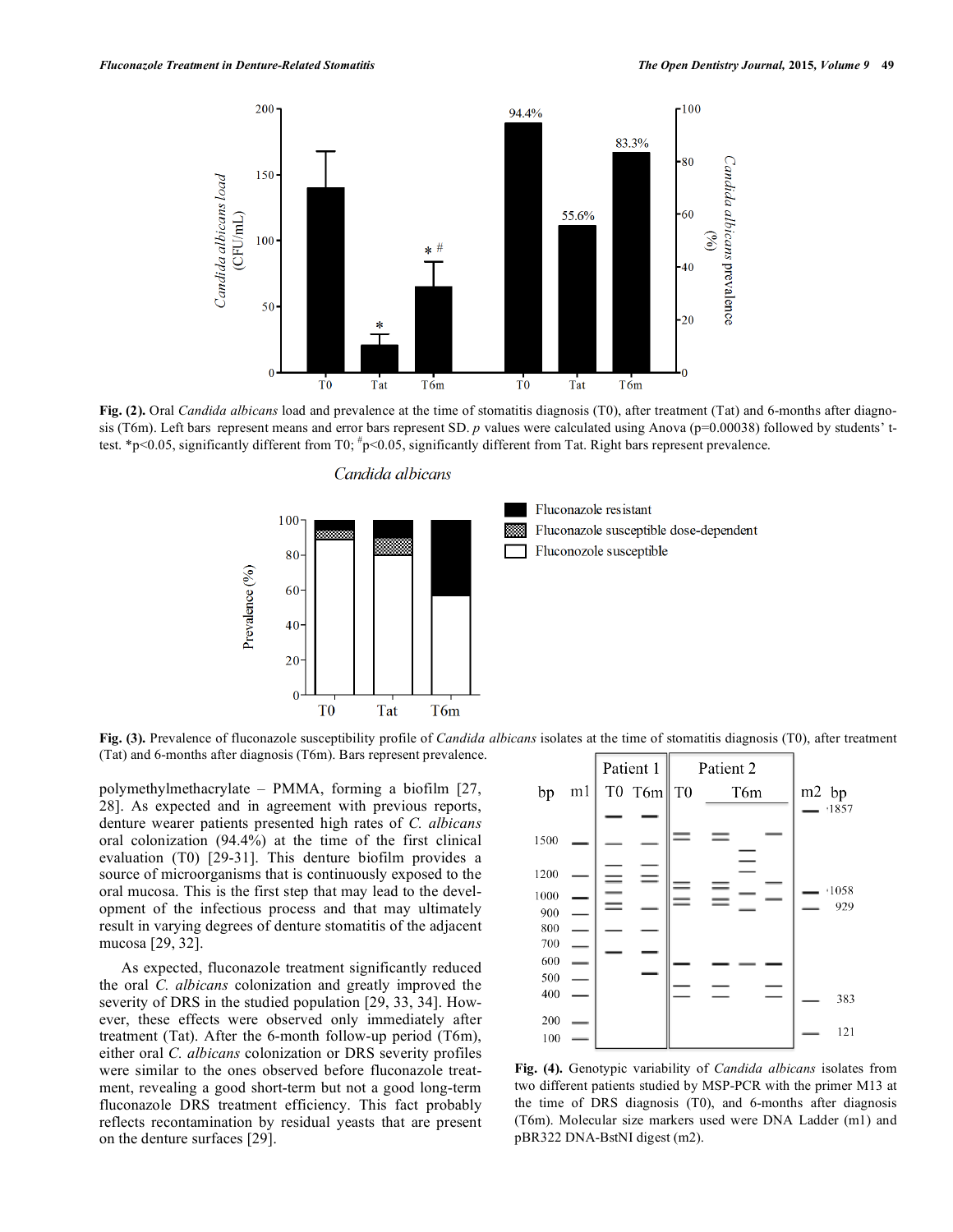**Fig. (2).** Oral *Candida albicans* load and prevalence at the time of stomatitis diagnosis (T0), after treatment (Tat) and 6-months after diagnosis (T6m). Left bars represent means and error bars represent SD. *p* values were calculated using Anova (p=0.00038) followed by students' t-test. *p<0.05, significantly different from T0; #p<0.05, significantly different from Tat. Right bars represent prevalence.

**Fig. (3).** Prevalence of fluconazole susceptibility profile of *Candida albicans* isolates at the time of stomatitis diagnosis (T0), after treatment (Tat) and 6-months after diagnosis (T6m). Bars represent prevalence.

polymethylmethacrylate – PMMA, forming a biofilm [27, 28]. As expected and in agreement with previous reports, denture wearer patients presented high rates of *C. albicans* oral colonization (94.4%) at the time of the first clinical evaluation (T0) [29-31]. This denture biofilm provides a source of microorganisms that is continuously exposed to the oral mucosa. This is the first step that may lead to the development of the infectious process and that may ultimately result in varying degrees of denture stomatitis of the adjacent mucosa [29, 32].

As expected, fluconazole treatment significantly reduced the oral *C. albicans* colonization and greatly improved the severity of DRS in the studied population [29, 33, 34]. However, these effects were observed only immediately after treatment (Tat). After the 6-month follow-up period (T6m), either oral *C. albicans* colonization or DRS severity profiles were similar to the ones observed before fluconazole treatment, revealing a good short-term but not a good long-term fluconazole DRS treatment efficiency. This fact probably reflects recontamination by residual yeasts that are present on the denture surfaces [29].

**Fig. (4).** Genotypic variability of *Candida albicans* isolates from two different patients studied by MSP-PCR with the primer M13 at the time of DRS diagnosis (T0), and 6-months after diagnosis (T6m). Molecular size markers used were DNA Ladder (m1) and pBR322 DNA-BstNI digest (m2).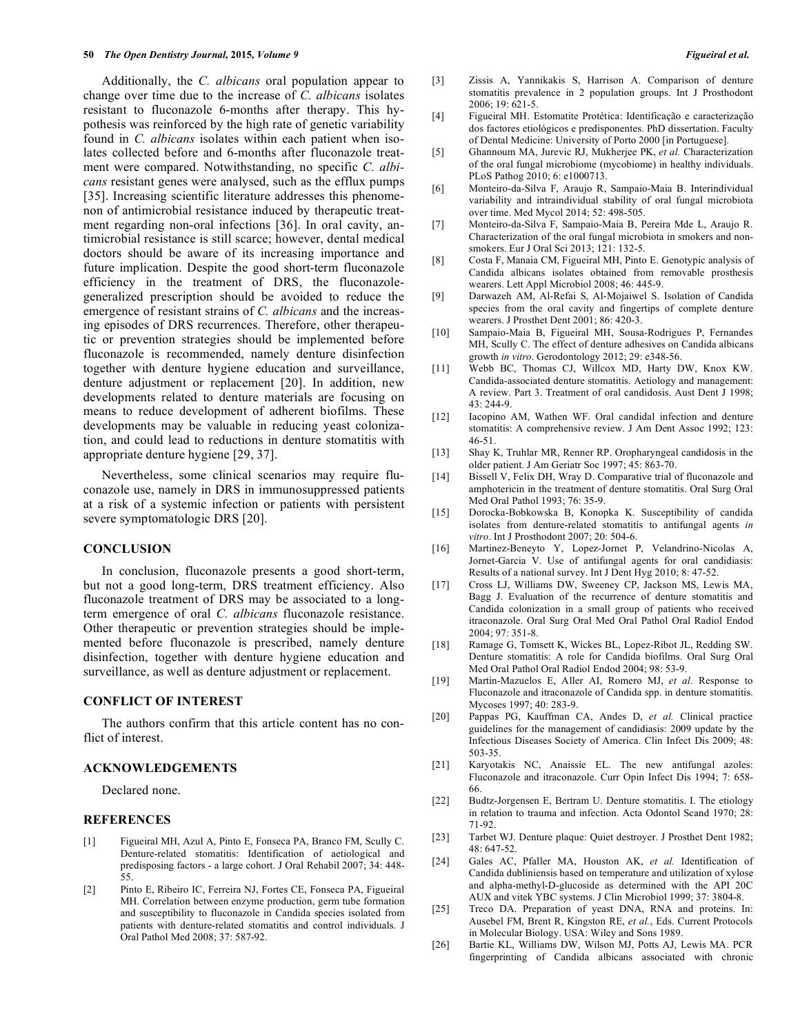Additionally, the *C. albicans* oral population appear to change over time due to the increase of *C. albicans* isolates resistant to fluconazole 6-months after therapy. This hypothesis was reinforced by the high rate of genetic variability found in *C. albicans* isolates within each patient when isolates collected before and 6-months after fluconazole treatment were compared. Notwithstanding, no specific *C. albicans* resistant genes were analysed, such as the efflux pumps [35]. Increasing scientific literature addresses this phenomenon of antimicrobial resistance induced by therapeutic treatment regarding non-oral infections [36]. In oral cavity, antimicrobial resistance is still scarce; however, dental medical doctors should be aware of its increasing importance and future implication. Despite the good short-term fluconazole efficiency in the treatment of DRS, the fluconazole-generalized prescription should be avoided to reduce the emergence of resistant strains of *C. albicans* and the increasing episodes of DRS recurrences. Therefore, other therapeutic or prevention strategies should be implemented before fluconazole is recommended, namely denture disinfection together with denture hygiene education and surveillance, denture adjustment or replacement [20]. In addition, new developments related to denture materials are focusing on means to reduce development of adherent biofilms. These developments may be valuable in reducing yeast colonization, and could lead to reductions in denture stomatitis with appropriate denture hygiene [29, 37].

Nevertheless, some clinical scenarios may require fluconazole use, namely in DRS in immunosuppressed patients at a risk of a systemic infection or patients with persistent severe symptomatologic DRS [20].

## CONCLUSION

In conclusion, fluconazole presents a good short-term, but not a good long-term, DRS treatment efficiency. Also fluconazole treatment of DRS may be associated to a long-term emergence of oral *C. albicans* fluconazole resistance. Other therapeutic or prevention strategies should be implemented before fluconazole is prescribed, namely denture disinfection, together with denture hygiene education and surveillance, as well as denture adjustment or replacement.

## CONFLICT OF INTEREST

The authors confirm that this article content has no conflict of interest.

## ACKNOWLEDGEMENTS

Declared none.

## REFERENCES

[1] Figueiral MH, Azul A, Pinto E, Fonseca PA, Branco FM, Scully C. Denture-related stomatitis: Identification of aetiological and predisposing factors - a large cohort. J Oral Rehabil 2007; 34: 448-55.

[2] Pinto E, Ribeiro IC, Ferreira NJ, Fortes CE, Fonseca PA, Figueiral MH. Correlation between enzyme production, germ tube formation and susceptibility to fluconazole in Candida species isolated from patients with denture-related stomatitis and control individuals. J Oral Pathol Med 2008; 37: 587-92.

[3] Zissis A, Yannikakis S, Harrison A. Comparison of denture stomatitis prevalence in 2 population groups. Int J Prosthodont 2006; 19: 621-5.

[4] Figueiral MH. Estomatite Protética: Identificação e caracterização dos factores etiológicos e predisponentes. PhD dissertation. Faculty of Dental Medicine: University of Porto 2000 [in Portuguese].

[5] Ghannoum MA, Jurevic RJ, Mukherjee PK, *et al.* Characterization of the oral fungal microbiome (mycobiome) in healthy individuals. PLoS Pathog 2010; 6: e1000713.

[6] Monteiro-da-Silva F, Araujo R, Sampaio-Maia B. Interindividual variability and intraindividual stability of oral fungal microbiota over time. Med Mycol 2014; 52: 498-505.

[7] Monteiro-da-Silva F, Sampaio-Maia B, Pereira Mde L, Araujo R. Characterization of the oral fungal microbiota in smokers and non-smokers. Eur J Oral Sci 2013; 121: 132-5.

[8] Costa F, Manaia CM, Figueiral MH, Pinto E. Genotypic analysis of Candida albicans isolates obtained from removable prosthesis wearers. Lett Appl Microbiol 2008; 46: 445-9.

[9] Darwazeh AM, Al-Refai S, Al-Mojaiwel S. Isolation of Candida species from the oral cavity and fingertips of complete denture wearers. J Prosthet Dent 2001; 86: 420-3.

[10] Sampaio-Maia B, Figueiral MH, Sousa-Rodrigues P, Fernandes MH, Scully C. The effect of denture adhesives on Candida albicans growth *in vitro*. Gerodontology 2012; 29: e348-56.

[11] Webb BC, Thomas CJ, Willcox MD, Harty DW, Knox KW. Candida-associated denture stomatitis. Aetiology and management: A review. Part 3. Treatment of oral candidosis. Aust Dent J 1998; 43: 244-9.

[12] Iacopino AM, Wathen WF. Oral candidal infection and denture stomatitis: A comprehensive review. J Am Dent Assoc 1992; 123: 46-51.

[13] Shay K, Truhlar MR, Renner RP. Oropharyngeal candidosis in the older patient. J Am Geriatr Soc 1997; 45: 863-70.

[14] Bissell V, Felix DH, Wray D. Comparative trial of fluconazole and amphotericin in the treatment of denture stomatitis. Oral Surg Oral Med Oral Pathol 1993; 76: 35-9.

[15] Dorocka-Bobkowska B, Konopka K. Susceptibility of candida isolates from denture-related stomatitis to antifungal agents *in vitro*. Int J Prosthodont 2007; 20: 504-6.

[16] Martinez-Beneyto Y, Lopez-Jornet P, Velandrino-Nicolas A, Jornet-Garcia V. Use of antifungal agents for oral candidiasis: Results of a national survey. Int J Dent Hyg 2010; 8: 47-52.

[17] Cross LJ, Williams DW, Sweeney CP, Jackson MS, Lewis MA, Bagg J. Evaluation of the recurrence of denture stomatitis and Candida colonization in a small group of patients who received itraconazole. Oral Surg Oral Med Oral Pathol Oral Radiol Endod 2004; 97: 351-8.

[18] Ramage G, Tomsett K, Wickes BL, Lopez-Ribot JL, Redding SW. Denture stomatitis: A role for Candida biofilms. Oral Surg Oral Med Oral Pathol Oral Radiol Endod 2004; 98: 53-9.

[19] Martin-Mazuelos E, Aller AI, Romero MJ, *et al.* Response to Fluconazole and itraconazole of Candida spp. in denture stomatitis. Mycoses 1997; 40: 283-9.

[20] Pappas PG, Kauffman CA, Andes D, *et al.* Clinical practice guidelines for the management of candidiasis: 2009 update by the Infectious Diseases Society of America. Clin Infect Dis 2009; 48: 503-35.

[21] Karyotakis NC, Anaissie EL. The new antifungal azoles: Fluconazole and itraconazole. Curr Opin Infect Dis 1994; 7: 658-66.

[22] Budtz-Jorgensen E, Bertram U. Denture stomatitis. I. The etiology in relation to trauma and infection. Acta Odontol Scand 1970; 28: 71-92.

[23] Tarbet WJ. Denture plaque: Quiet destroyer. J Prosthet Dent 1982; 48: 647-52.

[24] Gales AC, Pfaller MA, Houston AK, *et al.* Identification of Candida dubliniensis based on temperature and utilization of xylose and alpha-methyl-D-glucoside as determined with the API 20C AUX and vitek YBC systems. J Clin Microbiol 1999; 37: 3804-8.

[25] Treco DA. Preparation of yeast DNA, RNA and proteins. In: Ausebel FM, Brent R, Kingston RE, *et al.*, Eds. Current Protocols in Molecular Biology. USA: Wiley and Sons 1989.

[26] Bartie KL, Williams DW, Wilson MJ, Potts AJ, Lewis MA. PCR fingerprinting of Candida albicans associated with chronic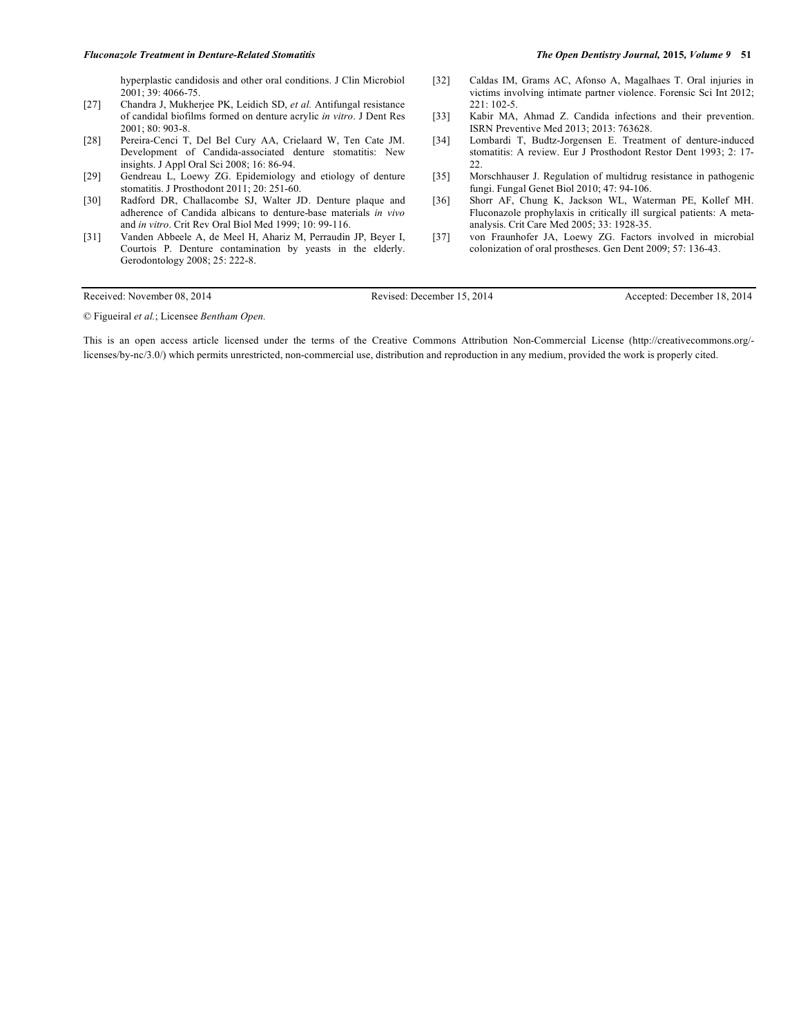hyperplastic candidosis and other oral conditions. J Clin Microbiol 2001; 39: 4066-75.

[27] Chandra J, Mukherjee PK, Leidich SD, *et al.* Antifungal resistance of candidal biofilms formed on denture acrylic *in vitro*. J Dent Res 2001; 80: 903-8.

[28] Pereira-Cenci T, Del Bel Cury AA, Crielaard W, Ten Cate JM. Development of Candida-associated denture stomatitis: New insights. J Appl Oral Sci 2008; 16: 86-94.

[29] Gendreau L, Loewy ZG. Epidemiology and etiology of denture stomatitis. J Prosthodont 2011; 20: 251-60.

[30] Radford DR, Challacombe SJ, Walter JD. Denture plaque and adherence of Candida albicans to denture-base materials *in vivo* and *in vitro*. Crit Rev Oral Biol Med 1999; 10: 99-116.

[31] Vanden Abbeele A, de Meel H, Ahariz M, Perraudin JP, Beyer I, Courtois P. Denture contamination by yeasts in the elderly. Gerodontology 2008; 25: 222-8.

[32] Caldas IM, Grams AC, Afonso A, Magalhaes T. Oral injuries in victims involving intimate partner violence. Forensic Sci Int 2012; 221: 102-5.

[33] Kabir MA, Ahmad Z. Candida infections and their prevention. ISRN Preventive Med 2013; 2013: 763628.

[34] Lombardi T, Budtz-Jorgensen E. Treatment of denture-induced stomatitis: A review. Eur J Prosthodont Restor Dent 1993; 2: 17-22.

[35] Morschhauser J. Regulation of multidrug resistance in pathogenic fungi. Fungal Genet Biol 2010; 47: 94-106.

[36] Shorr AF, Chung K, Jackson WL, Waterman PE, Kollef MH. Fluconazole prophylaxis in critically ill surgical patients: A meta-analysis. Crit Care Med 2005; 33: 1928-35.

[37] von Fraunhofer JA, Loewy ZG. Factors involved in microbial colonization of oral prostheses. Gen Dent 2009; 57: 136-43.

Received: November 08, 2014 Revised: December 15, 2014 Accepted: December 18, 2014

© Figueiral *et al.*; Licensee *Bentham Open.*

This is an open access article licensed under the terms of the Creative Commons Attribution Non-Commercial License (http://creativecommons.org/-licenses/by-nc/3.0/) which permits unrestricted, non-commercial use, distribution and reproduction in any medium, provided the work is properly cited.